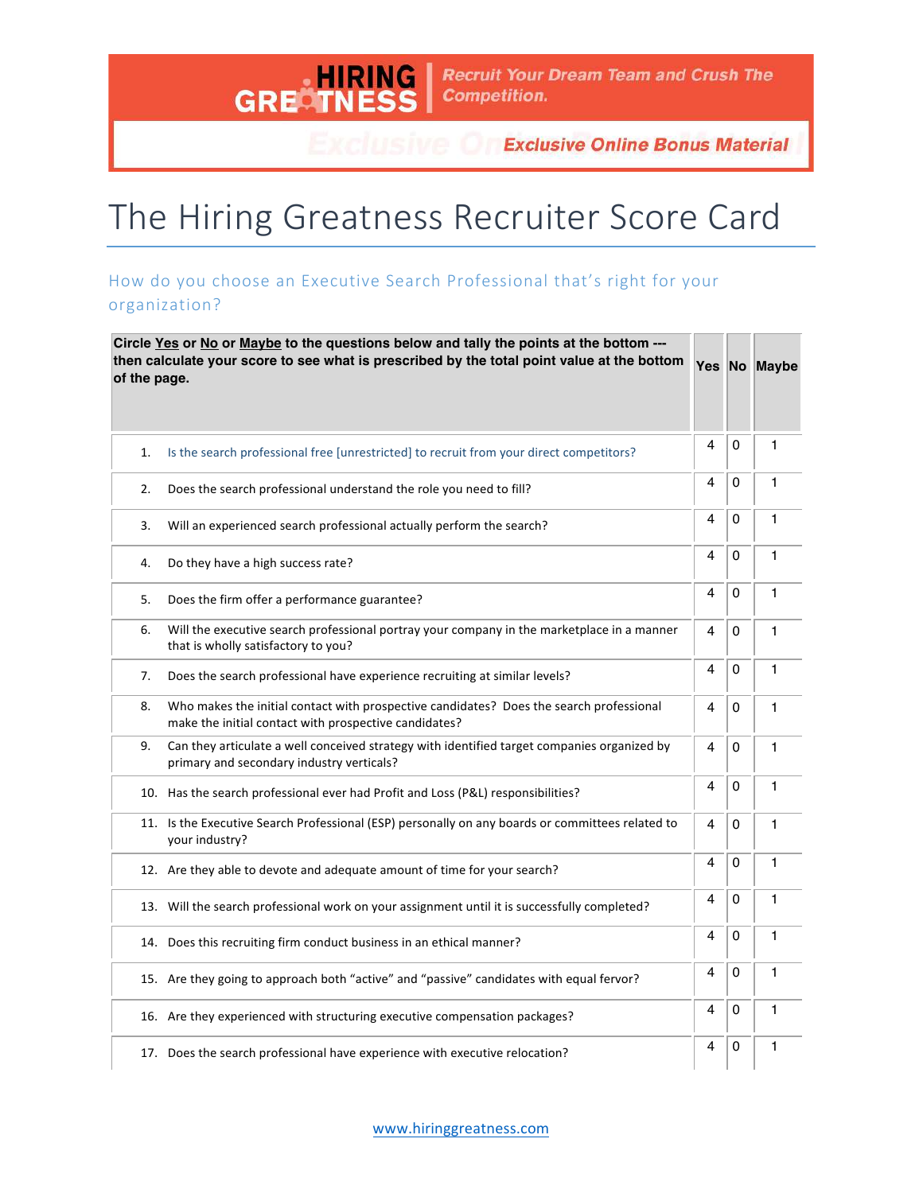HIRING GREATNESS | Recruit Your Dream Team and Crush The Competition.

*Exclusive Online Bonus Material*

# The Hiring Greatness Recruiter Score Card

## How do you choose an Executive Search Professional that's right for your organization?

| **Circle Yes or No or Maybe to the questions below and tally the points at the bottom --- then calculate your score to see what is prescribed by the total point value at the bottom of the page.** | **Yes** | **No** | **Maybe** |
|---|---|---|---|
| 1. Is the search professional free [unrestricted] to recruit from your direct competitors? | 4 | 0 | 1 |
| 2. Does the search professional understand the role you need to fill? | 4 | 0 | 1 |
| 3. Will an experienced search professional actually perform the search? | 4 | 0 | 1 |
| 4. Do they have a high success rate? | 4 | 0 | 1 |
| 5. Does the firm offer a performance guarantee? | 4 | 0 | 1 |
| 6. Will the executive search professional portray your company in the marketplace in a manner that is wholly satisfactory to you? | 4 | 0 | 1 |
| 7. Does the search professional have experience recruiting at similar levels? | 4 | 0 | 1 |
| 8. Who makes the initial contact with prospective candidates? Does the search professional make the initial contact with prospective candidates? | 4 | 0 | 1 |
| 9. Can they articulate a well conceived strategy with identified target companies organized by primary and secondary industry verticals? | 4 | 0 | 1 |
| 10. Has the search professional ever had Profit and Loss (P&L) responsibilities? | 4 | 0 | 1 |
| 11. Is the Executive Search Professional (ESP) personally on any boards or committees related to your industry? | 4 | 0 | 1 |
| 12. Are they able to devote and adequate amount of time for your search? | 4 | 0 | 1 |
| 13. Will the search professional work on your assignment until it is successfully completed? | 4 | 0 | 1 |
| 14. Does this recruiting firm conduct business in an ethical manner? | 4 | 0 | 1 |
| 15. Are they going to approach both "active" and "passive" candidates with equal fervor? | 4 | 0 | 1 |
| 16. Are they experienced with structuring executive compensation packages? | 4 | 0 | 1 |
| 17. Does the search professional have experience with executive relocation? | 4 | 0 | 1 |

www.hiringgreatness.com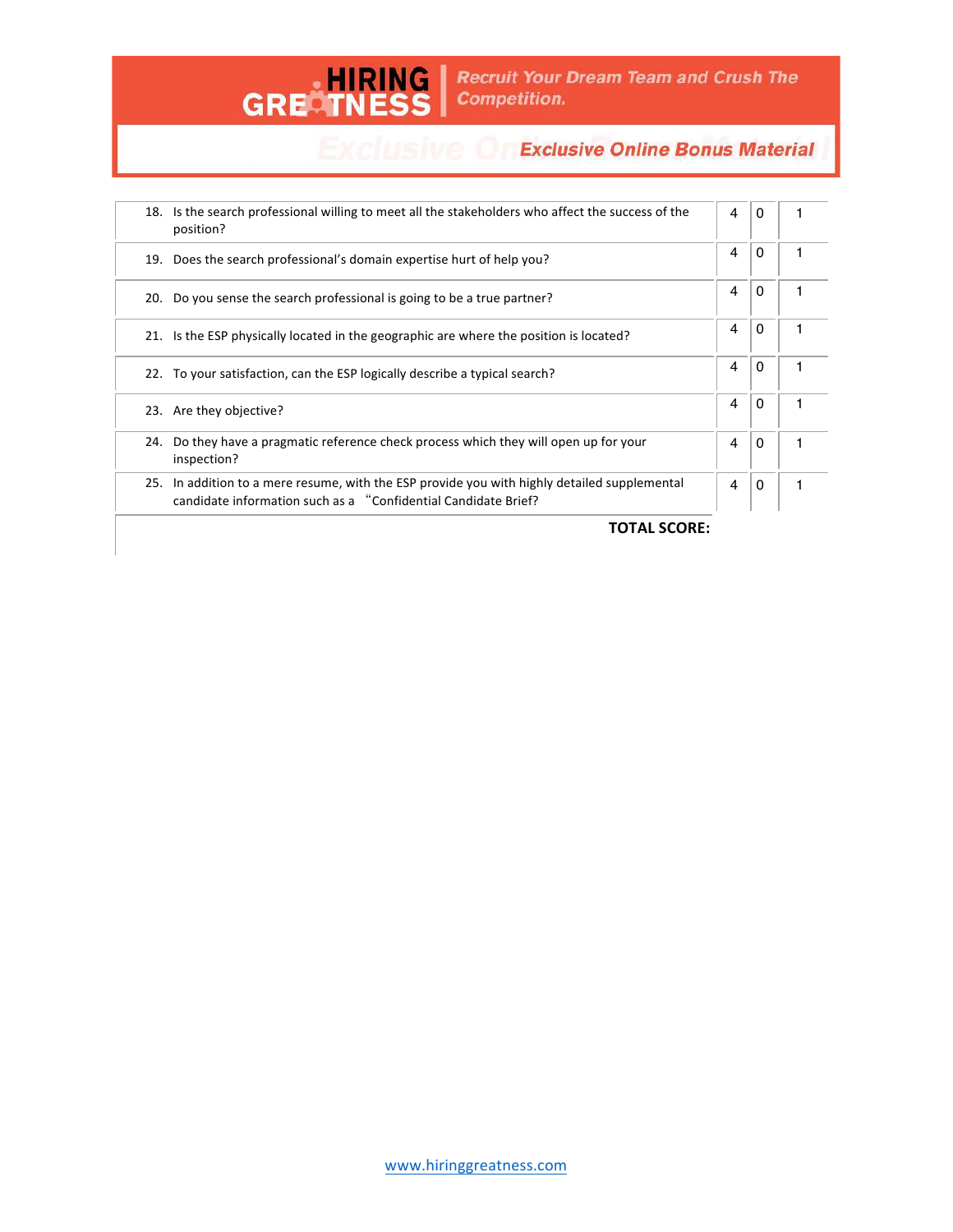| | | | |
|---|---|---|---|
| 18. Is the search professional willing to meet all the stakeholders who affect the success of the position? | 4 | 0 | 1 |
| 19. Does the search professional's domain expertise hurt of help you? | 4 | 0 | 1 |
| 20. Do you sense the search professional is going to be a true partner? | 4 | 0 | 1 |
| 21. Is the ESP physically located in the geographic are where the position is located? | 4 | 0 | 1 |
| 22. To your satisfaction, can the ESP logically describe a typical search? | 4 | 0 | 1 |
| 23. Are they objective? | 4 | 0 | 1 |
| 24. Do they have a pragmatic reference check process which they will open up for your inspection? | 4 | 0 | 1 |
| 25. In addition to a mere resume, with the ESP provide you with highly detailed supplemental candidate information such as a "Confidential Candidate Brief? | 4 | 0 | 1 |
| **TOTAL SCORE:** | | | |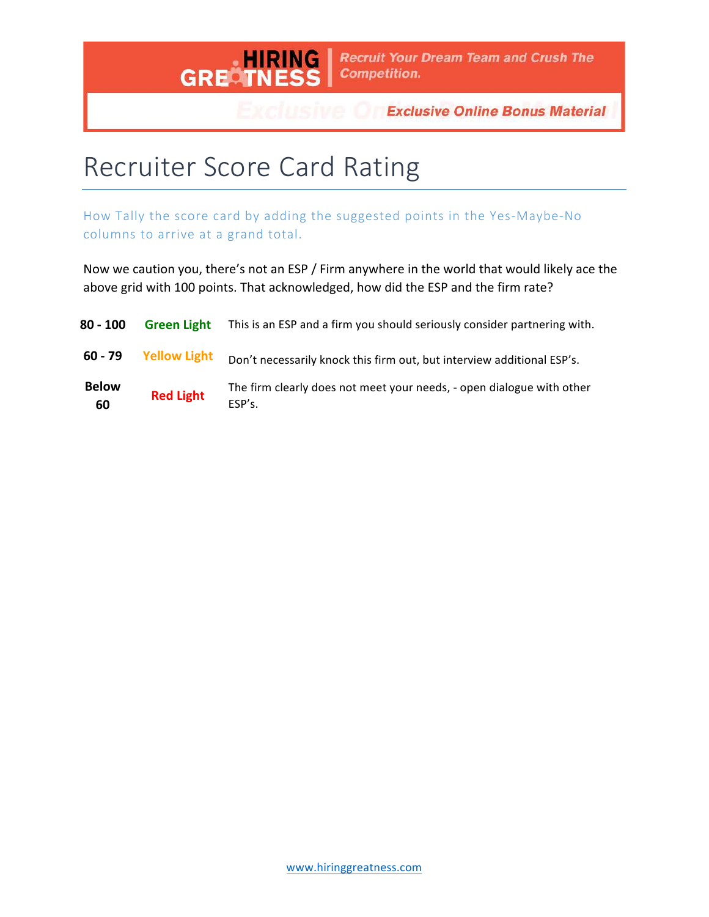# Recruiter Score Card Rating

How Tally the score card by adding the suggested points in the Yes-Maybe-No columns to arrive at a grand total.

Now we caution you, there's not an ESP / Firm anywhere in the world that would likely ace the above grid with 100 points. That acknowledged, how did the ESP and the firm rate?

| | | |
|---|---|---|
| **80 - 100** | **Green Light** | This is an ESP and a firm you should seriously consider partnering with. |
| **60 - 79** | **Yellow Light** | Don't necessarily knock this firm out, but interview additional ESP's. |
| **Below 60** | **Red Light** | The firm clearly does not meet your needs, - open dialogue with other ESP's. |